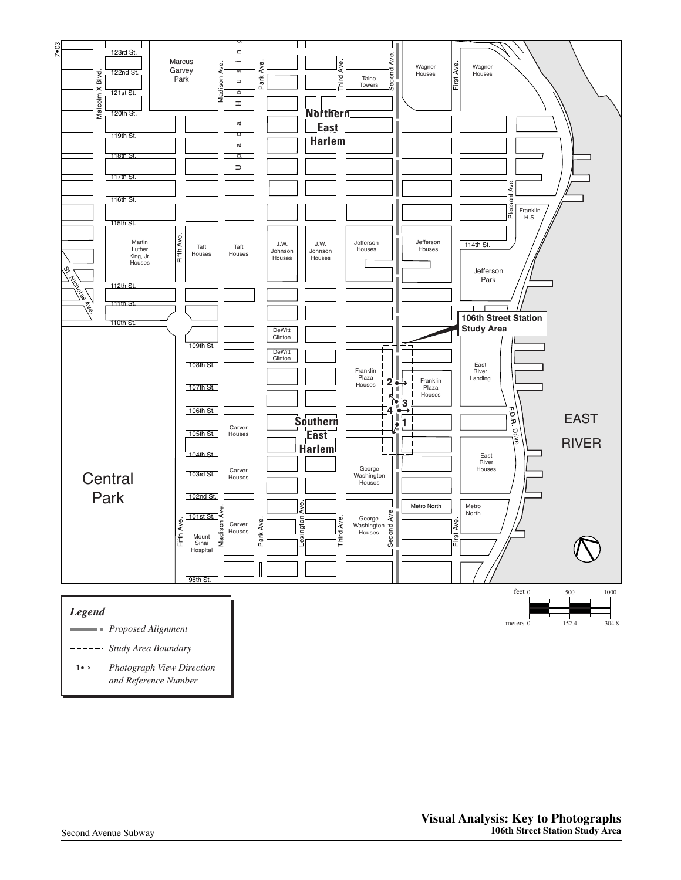**Visual Analysis: Key to Photographs**
**106th Street Station Study Area**

*Legend*

- *Proposed Alignment*
- *Study Area Boundary*
- 1 *Photograph View Direction and Reference Number*

106th Street Station Study Area

Northern East Harlem

Southern East Harlem

Central Park

EAST RIVER

feet 0 500 1000

meters 0 152.4 304.8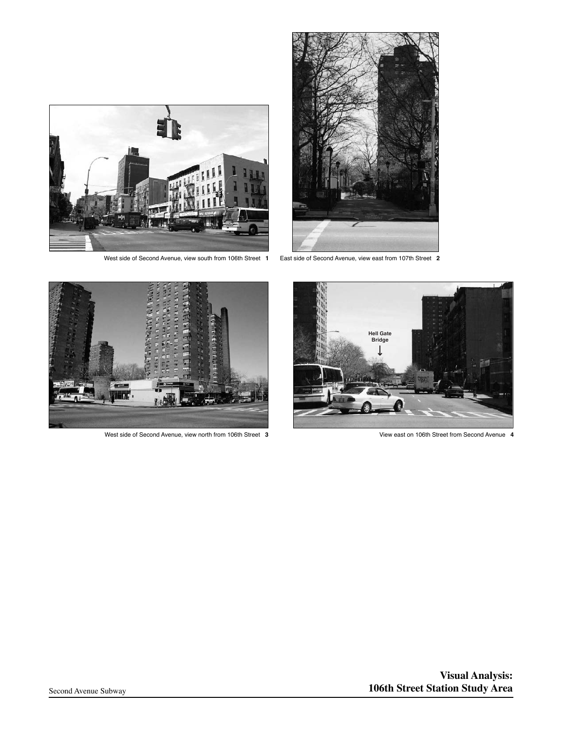West side of Second Avenue, view south from 106th Street **1**

East side of Second Avenue, view east from 107th Street **2**

Hell Gate Bridge

West side of Second Avenue, view north from 106th Street **3**

View east on 106th Street from Second Avenue **4**

Second Avenue Subway

**Visual Analysis: 106th Street Station Study Area**